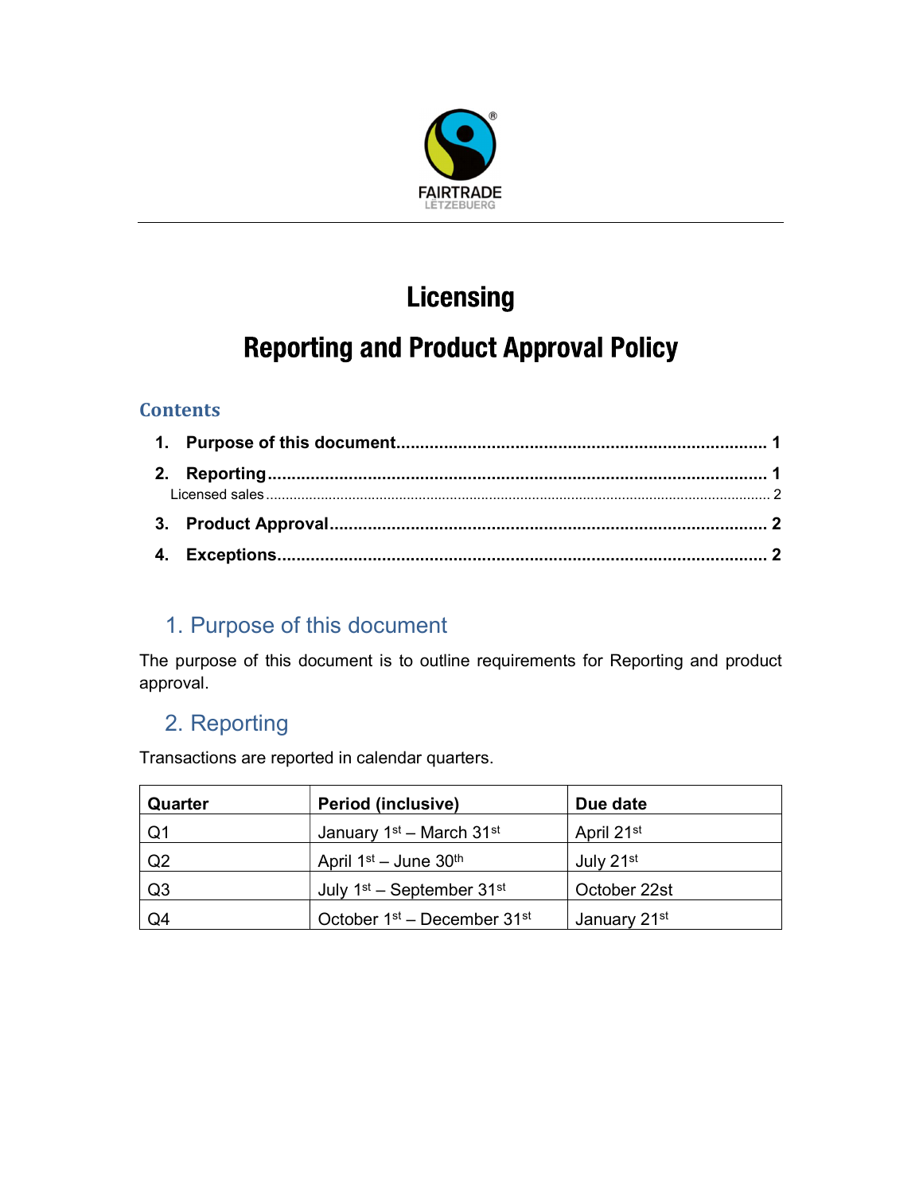FAIRTRADE
LETZEBUERG

# Licensing

# Reporting and Product Approval Policy

## Contents

1. **Purpose of this document** ..... 1
2. **Reporting** ..... 1
   Licensed sales ..... 2
3. **Product Approval** ..... 2
4. **Exceptions** ..... 2

## 1. Purpose of this document

The purpose of this document is to outline requirements for Reporting and product approval.

## 2. Reporting

Transactions are reported in calendar quarters.

| Quarter | Period (inclusive) | Due date |
|---|---|---|
| Q1 | January 1st – March 31st | April 21st |
| Q2 | April 1st – June 30th | July 21st |
| Q3 | July 1st – September 31st | October 22st |
| Q4 | October 1st – December 31st | January 21st |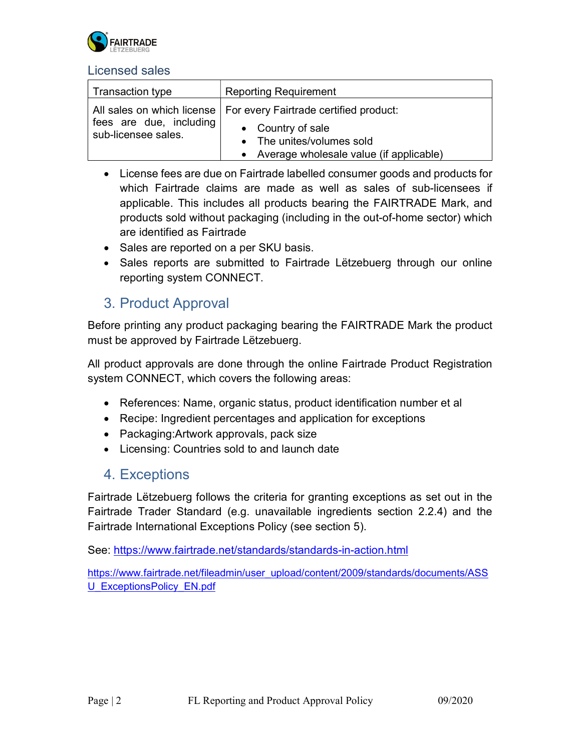### Licensed sales

| Transaction type | Reporting Requirement |
| --- | --- |
| All sales on which license fees are due, including sub-licensee sales. | For every Fairtrade certified product:<br>• Country of sale<br>• The unites/volumes sold<br>• Average wholesale value (if applicable) |

- License fees are due on Fairtrade labelled consumer goods and products for which Fairtrade claims are made as well as sales of sub-licensees if applicable. This includes all products bearing the FAIRTRADE Mark, and products sold without packaging (including in the out-of-home sector) which are identified as Fairtrade
- Sales are reported on a per SKU basis.
- Sales reports are submitted to Fairtrade Lëtzebuerg through our online reporting system CONNECT.

## 3. Product Approval

Before printing any product packaging bearing the FAIRTRADE Mark the product must be approved by Fairtrade Lëtzebuerg.

All product approvals are done through the online Fairtrade Product Registration system CONNECT, which covers the following areas:

- References: Name, organic status, product identification number et al
- Recipe: Ingredient percentages and application for exceptions
- Packaging:Artwork approvals, pack size
- Licensing: Countries sold to and launch date

## 4. Exceptions

Fairtrade Lëtzebuerg follows the criteria for granting exceptions as set out in the Fairtrade Trader Standard (e.g. unavailable ingredients section 2.2.4) and the Fairtrade International Exceptions Policy (see section 5).

See: https://www.fairtrade.net/standards/standards-in-action.html

https://www.fairtrade.net/fileadmin/user_upload/content/2009/standards/documents/ASSU_ExceptionsPolicy_EN.pdf